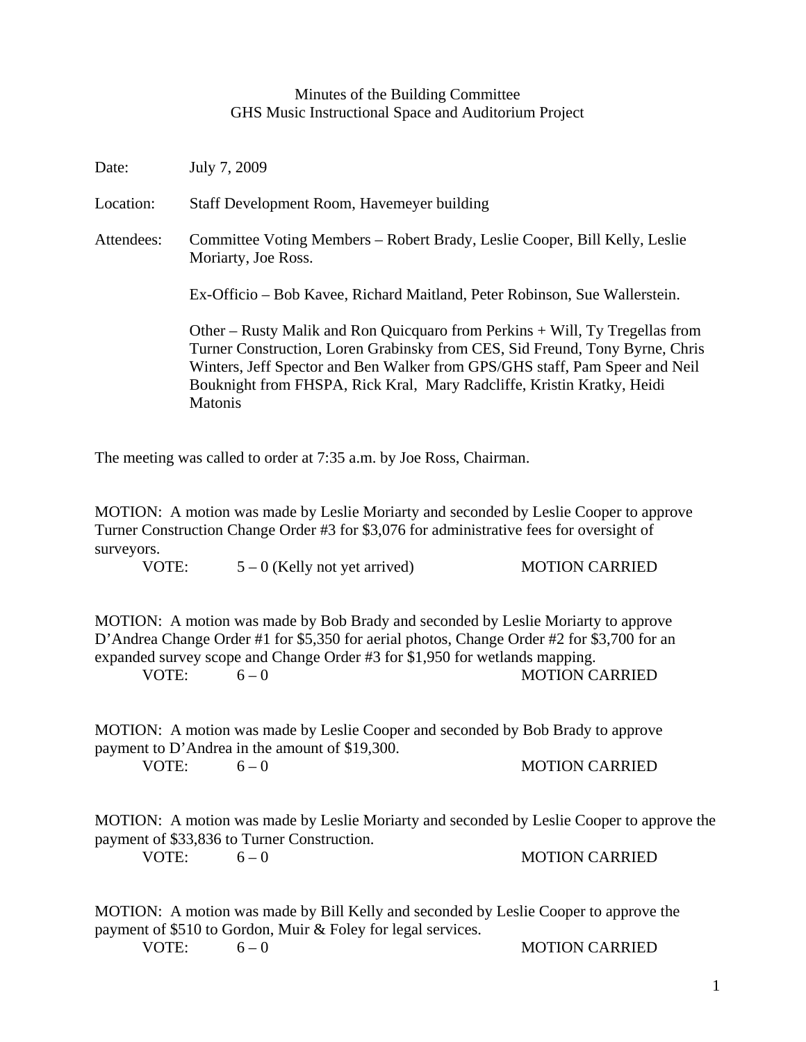# Minutes of the Building Committee
## GHS Music Instructional Space and Auditorium Project

Date: July 7, 2009

Location: Staff Development Room, Havemeyer building

Attendees: Committee Voting Members – Robert Brady, Leslie Cooper, Bill Kelly, Leslie Moriarty, Joe Ross.

Ex-Officio – Bob Kavee, Richard Maitland, Peter Robinson, Sue Wallerstein.

Other – Rusty Malik and Ron Quicquaro from Perkins + Will, Ty Tregellas from Turner Construction, Loren Grabinsky from CES, Sid Freund, Tony Byrne, Chris Winters, Jeff Spector and Ben Walker from GPS/GHS staff, Pam Speer and Neil Bouknight from FHSPA, Rick Kral, Mary Radcliffe, Kristin Kratky, Heidi Matonis

The meeting was called to order at 7:35 a.m. by Joe Ross, Chairman.

MOTION: A motion was made by Leslie Moriarty and seconded by Leslie Cooper to approve Turner Construction Change Order #3 for $3,076 for administrative fees for oversight of surveyors.

VOTE: 5 – 0 (Kelly not yet arrived) MOTION CARRIED

MOTION: A motion was made by Bob Brady and seconded by Leslie Moriarty to approve D'Andrea Change Order #1 for $5,350 for aerial photos, Change Order #2 for $3,700 for an expanded survey scope and Change Order #3 for $1,950 for wetlands mapping.

VOTE: 6 – 0 MOTION CARRIED

MOTION: A motion was made by Leslie Cooper and seconded by Bob Brady to approve payment to D'Andrea in the amount of $19,300.

VOTE: 6 – 0 MOTION CARRIED

MOTION: A motion was made by Leslie Moriarty and seconded by Leslie Cooper to approve the payment of $33,836 to Turner Construction.

VOTE: 6 – 0 MOTION CARRIED

MOTION: A motion was made by Bill Kelly and seconded by Leslie Cooper to approve the payment of $510 to Gordon, Muir & Foley for legal services.

VOTE: 6 – 0 MOTION CARRIED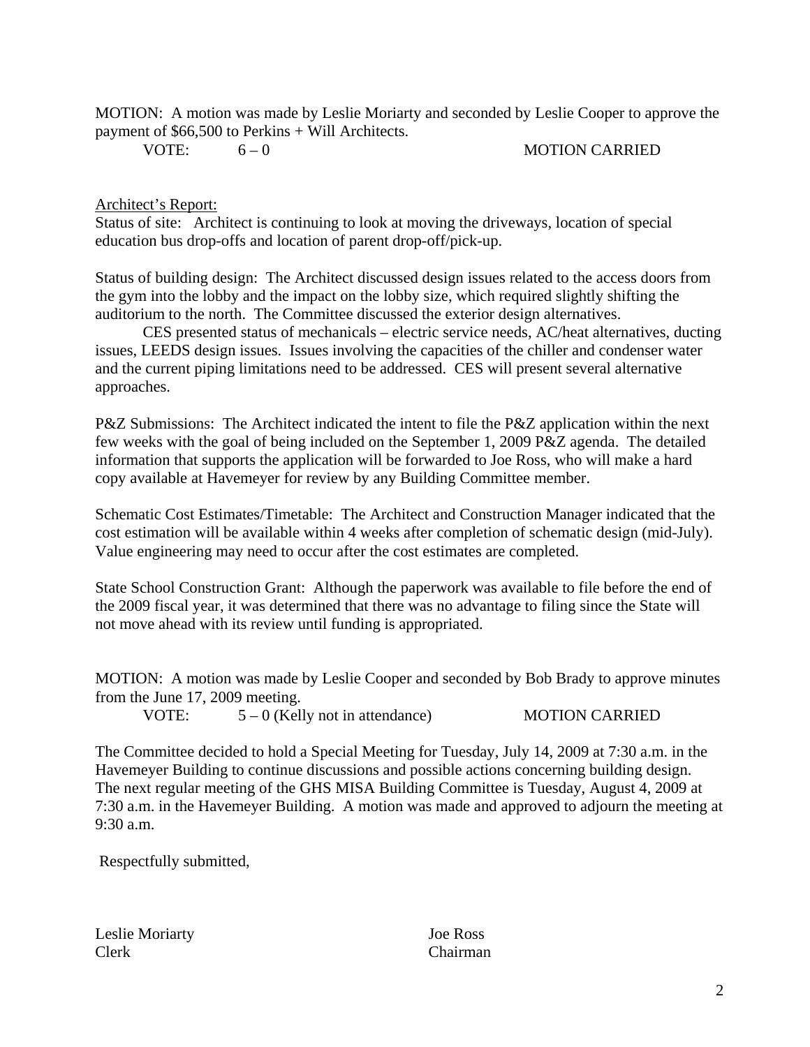MOTION: A motion was made by Leslie Moriarty and seconded by Leslie Cooper to approve the payment of $66,500 to Perkins + Will Architects.

VOTE: 6 – 0 MOTION CARRIED

<u>Architect's Report:</u>

Status of site: Architect is continuing to look at moving the driveways, location of special education bus drop-offs and location of parent drop-off/pick-up.

Status of building design: The Architect discussed design issues related to the access doors from the gym into the lobby and the impact on the lobby size, which required slightly shifting the auditorium to the north. The Committee discussed the exterior design alternatives.

CES presented status of mechanicals – electric service needs, AC/heat alternatives, ducting issues, LEEDS design issues. Issues involving the capacities of the chiller and condenser water and the current piping limitations need to be addressed. CES will present several alternative approaches.

P&Z Submissions: The Architect indicated the intent to file the P&Z application within the next few weeks with the goal of being included on the September 1, 2009 P&Z agenda. The detailed information that supports the application will be forwarded to Joe Ross, who will make a hard copy available at Havemeyer for review by any Building Committee member.

Schematic Cost Estimates/Timetable: The Architect and Construction Manager indicated that the cost estimation will be available within 4 weeks after completion of schematic design (mid-July). Value engineering may need to occur after the cost estimates are completed.

State School Construction Grant: Although the paperwork was available to file before the end of the 2009 fiscal year, it was determined that there was no advantage to filing since the State will not move ahead with its review until funding is appropriated.

MOTION: A motion was made by Leslie Cooper and seconded by Bob Brady to approve minutes from the June 17, 2009 meeting.

VOTE: 5 – 0 (Kelly not in attendance) MOTION CARRIED

The Committee decided to hold a Special Meeting for Tuesday, July 14, 2009 at 7:30 a.m. in the Havemeyer Building to continue discussions and possible actions concerning building design. The next regular meeting of the GHS MISA Building Committee is Tuesday, August 4, 2009 at 7:30 a.m. in the Havemeyer Building. A motion was made and approved to adjourn the meeting at 9:30 a.m.

Respectfully submitted,

Leslie Moriarty
Clerk

Joe Ross
Chairman